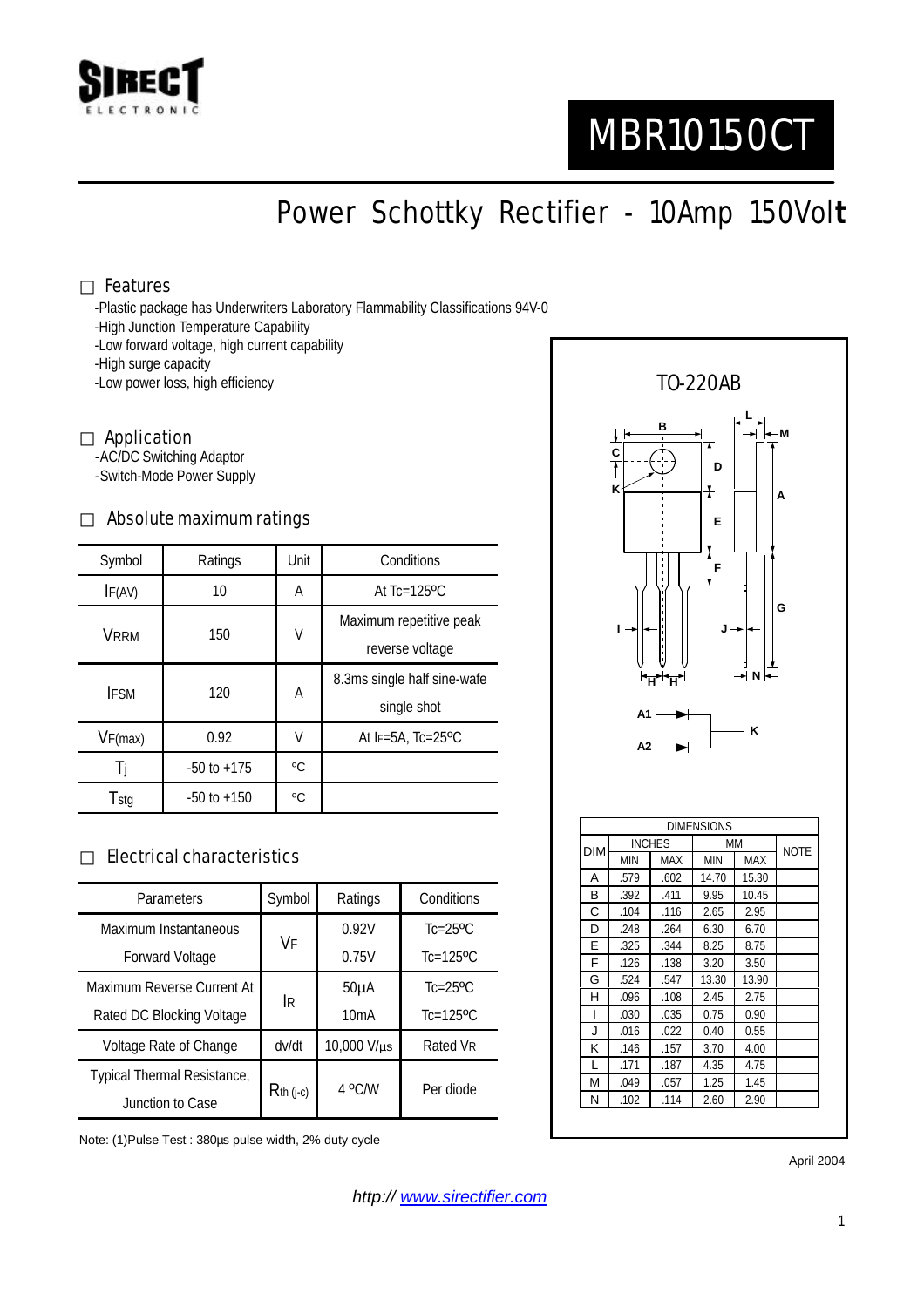SIRECT ELECTRONIC

# MBR10150CT

## Power Schottky Rectifier - 10Amp 150Volt

### □ Features

- -Plastic package has Underwriters Laboratory Flammability Classifications 94V-0
- -High Junction Temperature Capability
- -Low forward voltage, high current capability
- -High surge capacity
- -Low power loss, high efficiency

### □ Application

- -AC/DC Switching Adaptor
- -Switch-Mode Power Supply

### □ Absolute maximum ratings

| Symbol | Ratings | Unit | Conditions |
|---|---|---|---|
| $I_{F(AV)}$ | 10 | A | At Tc=125ºC |
| $V_{RRM}$ | 150 | V | Maximum repetitive peak reverse voltage |
| $I_{FSM}$ | 120 | A | 8.3ms single half sine-wafe single shot |
| $V_{F(max)}$ | 0.92 | V | At $I_F$=5A, Tc=25ºC |
| $T_j$ | -50 to +175 | ºC | |
| $T_{stg}$ | -50 to +150 | ºC | |

### □ Electrical characteristics

| Parameters | Symbol | Ratings | Conditions |
|---|---|---|---|
| Maximum Instantaneous Forward Voltage | $V_F$ | 0.92V | Tc=25ºC |
| | | 0.75V | Tc=125ºC |
| Maximum Reverse Current At Rated DC Blocking Voltage | $I_R$ | 50µA | Tc=25ºC |
| | | 10mA | Tc=125ºC |
| Voltage Rate of Change | dv/dt | 10,000 V/µs | Rated $V_R$ |
| Typical Thermal Resistance, Junction to Case | $R_{th\ (j-c)}$ | 4 ºC/W | Per diode |

Note: (1)Pulse Test : 380µs pulse width, 2% duty cycle

TO-220AB

| DIM | INCHES | | MM | | NOTE |
|---|---|---|---|---|---|
| | MIN | MAX | MIN | MAX | |
| A | .579 | .602 | 14.70 | 15.30 | |
| B | .392 | .411 | 9.95 | 10.45 | |
| C | .104 | .116 | 2.65 | 2.95 | |
| D | .248 | .264 | 6.30 | 6.70 | |
| E | .325 | .344 | 8.25 | 8.75 | |
| F | .126 | .138 | 3.20 | 3.50 | |
| G | .524 | .547 | 13.30 | 13.90 | |
| H | .096 | .108 | 2.45 | 2.75 | |
| I | .030 | .035 | 0.75 | 0.90 | |
| J | .016 | .022 | 0.40 | 0.55 | |
| K | .146 | .157 | 3.70 | 4.00 | |
| L | .171 | .187 | 4.35 | 4.75 | |
| M | .049 | .057 | 1.25 | 1.45 | |
| N | .102 | .114 | 2.60 | 2.90 | |

April 2004

*http:// www.sirectifier.com*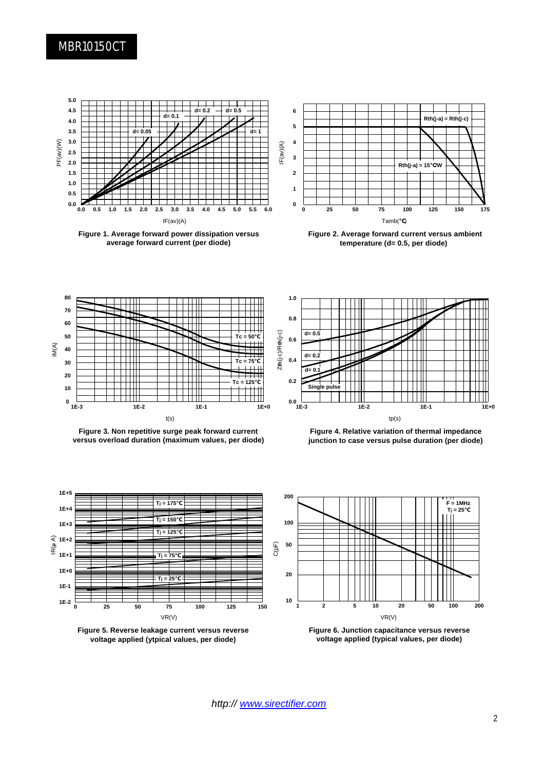Figure 1. Average forward power dissipation versus average forward current (per diode)

Figure 2. Average forward current versus ambient temperature (d= 0.5, per diode)

Figure 3. Non repetitive surge peak forward current versus overload duration (maximum values, per diode)

Figure 4. Relative variation of thermal impedance junction to case versus pulse duration (per diode)

Figure 5. Reverse leakage current versus reverse voltage applied (ytpical values, per diode)

Figure 6. Junction capacitance versus reverse voltage applied (typical values, per diode)

*http:// www.sirectifier.com*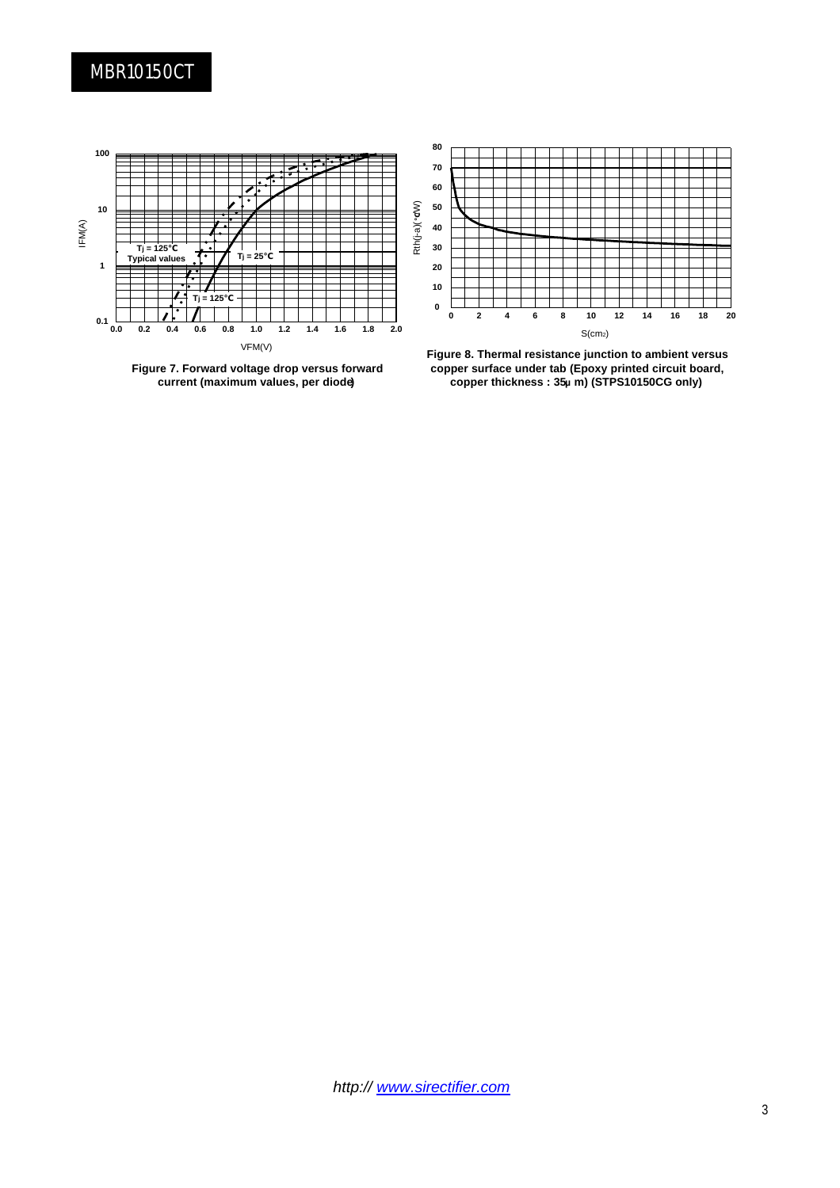100

10

1

0.1

IFM(A)

Tj = 125°C
Typical values

Tj = 25°C

Tj = 125°C

0.0 0.2 0.4 0.6 0.8 1.0 1.2 1.4 1.6 1.8 2.0

VFM(V)

**Figure 7. Forward voltage drop versus forward current (maximum values, per diode)**

80
70
60
50
40
30
20
10
0

Rth(j-a)(°c/W)

0 2 4 6 8 10 12 14 16 18 20

S(cm2)

**Figure 8. Thermal resistance junction to ambient versus copper surface under tab (Epoxy printed circuit board, copper thickness : 35μ m) (STPS10150CG only)**

*http:// www.sirectifier.com*